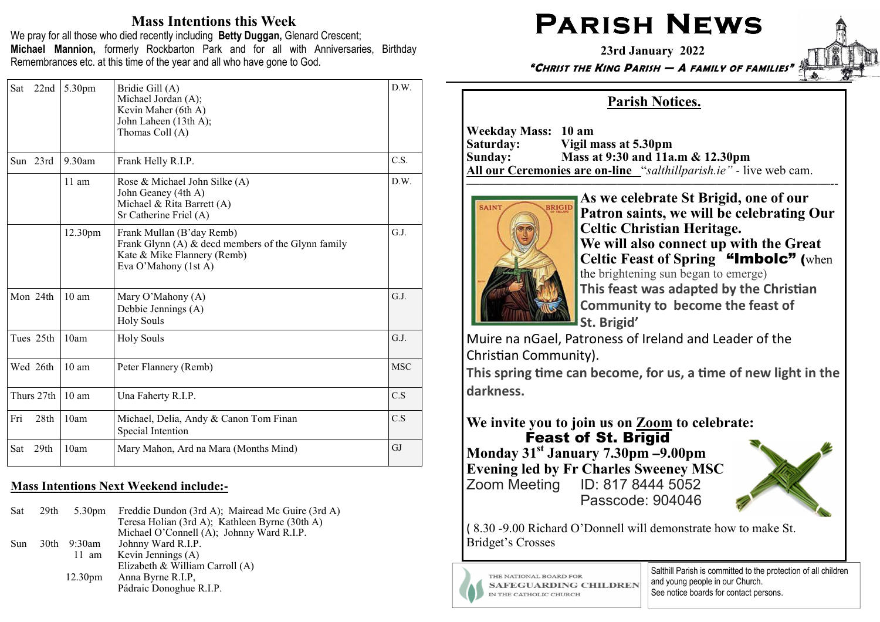# Mass Intentions this Week

We pray for all those who died recently including **Betty Duggan,** Glenard Crescent; **Michael Mannion,** formerly Rockbarton Park and for all with Anniversaries, Birthday Remembrances etc. at this time of the year and all who have gone to God.

| Day | Time | Intention | Celebrant |
|---|---|---|---|
| Sat 22nd | 5.30pm | Bridie Gill (A)<br>Michael Jordan (A);<br>Kevin Maher (6th A)<br>John Laheen (13th A);<br>Thomas Coll (A) | D.W. |
| Sun 23rd | 9.30am | Frank Helly R.I.P. | C.S. |
| | 11 am | Rose & Michael John Silke (A)<br>John Geaney (4th A)<br>Michael & Rita Barrett (A)<br>Sr Catherine Friel (A) | D.W. |
| | 12.30pm | Frank Mullan (B'day Remb)<br>Frank Glynn (A) & decd members of the Glynn family<br>Kate & Mike Flannery (Remb)<br>Eva O'Mahony (1st A) | G.J. |
| Mon 24th | 10 am | Mary O'Mahony (A)<br>Debbie Jennings (A)<br>Holy Souls | G.J. |
| Tues 25th | 10am | Holy Souls | G.J. |
| Wed 26th | 10 am | Peter Flannery (Remb) | MSC |
| Thurs 27th | 10 am | Una Faherty R.I.P. | C.S |
| Fri 28th | 10am | Michael, Delia, Andy & Canon Tom Finan<br>Special Intention | C.S |
| Sat 29th | 10am | Mary Mahon, Ard na Mara (Months Mind) | GJ |

## Mass Intentions Next Weekend include:-

| Day | Time | Intention |
|---|---|---|
| Sat 29th | 5.30pm | Freddie Dundon (3rd A); Mairead Mc Guire (3rd A)<br>Teresa Holian (3rd A); Kathleen Byrne (30th A)<br>Michael O'Connell (A); Johnny Ward R.I.P. |
| Sun 30th | 9:30am | Johnny Ward R.I.P. |
| | 11 am | Kevin Jennings (A)<br>Elizabeth & William Carroll (A) |
| | 12.30pm | Anna Byrne R.I.P,<br>Pádraic Donoghue R.I.P. |

# Parish News

**23rd January 2022**

***"Christ the King Parish — A family of families"***

## Parish Notices.

**Weekday Mass: 10 am**
**Saturday: Vigil mass at 5.30pm**
**Sunday: Mass at 9:30 and 11a.m & 12.30pm**
**All our Ceremonies are on-line** "*salthillparish.ie"* - live web cam.

**As we celebrate St Brigid, one of our Patron saints, we will be celebrating Our Celtic Christian Heritage.**
**We will also connect up with the Great Celtic Feast of Spring "Imbolc"** (when the brightening sun began to emerge)
**This feast was adapted by the Christian Community to become the feast of St. Brigid'**
Muire na nGael, Patroness of Ireland and Leader of the Christian Community).
**This spring time can become, for us, a time of new light in the darkness.**

**We invite you to join us on Zoom to celebrate:**
**Feast of St. Brigid**
**Monday 31st January 7.30pm –9.00pm**
**Evening led by Fr Charles Sweeney MSC**
Zoom Meeting ID: 817 8444 5052
Passcode: 904046

( 8.30 -9.00 Richard O'Donnell will demonstrate how to make St. Bridget's Crosses

THE NATIONAL BOARD FOR SAFEGUARDING CHILDREN IN THE CATHOLIC CHURCH

Salthill Parish is committed to the protection of all children and young people in our Church. See notice boards for contact persons.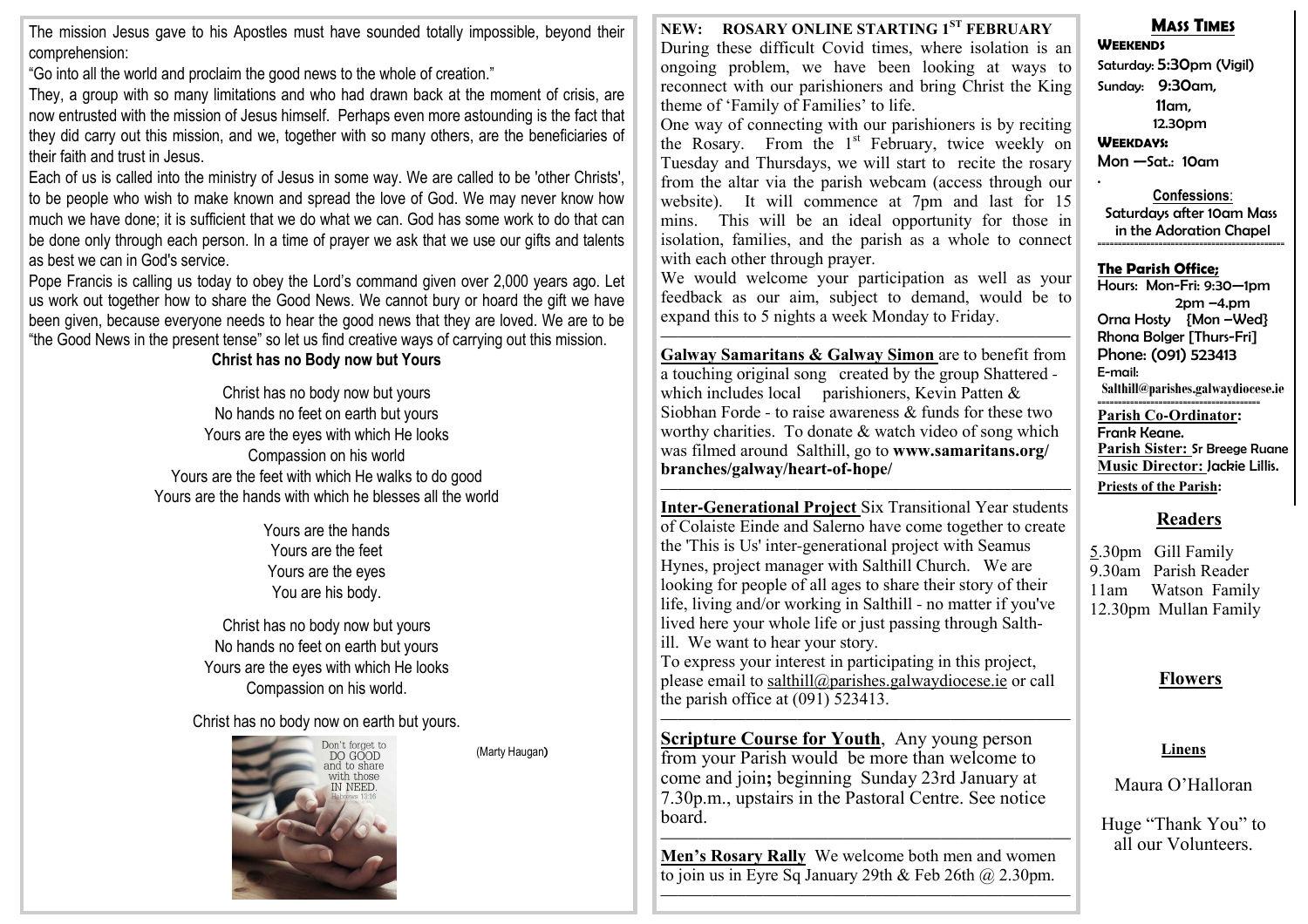The mission Jesus gave to his Apostles must have sounded totally impossible, beyond their comprehension:

"Go into all the world and proclaim the good news to the whole of creation."

They, a group with so many limitations and who had drawn back at the moment of crisis, are now entrusted with the mission of Jesus himself. Perhaps even more astounding is the fact that they did carry out this mission, and we, together with so many others, are the beneficiaries of their faith and trust in Jesus.

Each of us is called into the ministry of Jesus in some way. We are called to be 'other Christs', to be people who wish to make known and spread the love of God. We may never know how much we have done; it is sufficient that we do what we can. God has some work to do that can be done only through each person. In a time of prayer we ask that we use our gifts and talents as best we can in God's service.

Pope Francis is calling us today to obey the Lord's command given over 2,000 years ago. Let us work out together how to share the Good News. We cannot bury or hoard the gift we have been given, because everyone needs to hear the good news that they are loved. We are to be "the Good News in the present tense" so let us find creative ways of carrying out this mission.

**Christ has no Body now but Yours**

Christ has no body now but yours
No hands no feet on earth but yours
Yours are the eyes with which He looks
Compassion on his world
Yours are the feet with which He walks to do good
Yours are the hands with which he blesses all the world

Yours are the hands
Yours are the feet
Yours are the eyes
You are his body.

Christ has no body now but yours
No hands no feet on earth but yours
Yours are the eyes with which He looks
Compassion on his world.

Christ has no body now on earth but yours.

(Marty Haugan)

Don't forget to DO GOOD and to share with those IN NEED. Hebrews 13:16

**NEW: ROSARY ONLINE STARTING 1ST FEBRUARY**

During these difficult Covid times, where isolation is an ongoing problem, we have been looking at ways to reconnect with our parishioners and bring Christ the King theme of 'Family of Families' to life.

One way of connecting with our parishioners is by reciting the Rosary. From the 1st February, twice weekly on Tuesday and Thursdays, we will start to recite the rosary from the altar via the parish webcam (access through our website). It will commence at 7pm and last for 15 mins. This will be an ideal opportunity for those in isolation, families, and the parish as a whole to connect with each other through prayer.

We would welcome your participation as well as your feedback as our aim, subject to demand, would be to expand this to 5 nights a week Monday to Friday.

---

**Galway Samaritans & Galway Simon** are to benefit from a touching original song created by the group Shattered - which includes local parishioners, Kevin Patten & Siobhan Forde - to raise awareness & funds for these two worthy charities. To donate & watch video of song which was filmed around Salthill, go to **www.samaritans.org/branches/galway/heart-of-hope/**

---

**Inter-Generational Project** Six Transitional Year students of Colaiste Einde and Salerno have come together to create the 'This is Us' inter-generational project with Seamus Hynes, project manager with Salthill Church. We are looking for people of all ages to share their story of their life, living and/or working in Salthill - no matter if you've lived here your whole life or just passing through Salthill. We want to hear your story.

To express your interest in participating in this project, please email to salthill@parishes.galwaydiocese.ie or call the parish office at (091) 523413.

---

**Scripture Course for Youth**, Any young person from your Parish would be more than welcome to come and join**;** beginning Sunday 23rd January at 7.30p.m., upstairs in the Pastoral Centre. See notice board.

---

**Men's Rosary Rally** We welcome both men and women to join us in Eyre Sq January 29th & Feb 26th @ 2.30pm.

## Mass Times

**Weekends**

Saturday: 5:30pm (Vigil)
Sunday: 9:30am, 11am, 12.30pm

**Weekdays:**

Mon —Sat.: 10am

**Confessions**: Saturdays after 10am Mass in the Adoration Chapel

**The Parish Office;**

Hours: Mon-Fri: 9:30—1pm
2pm —4.pm
Orna Hosty {Mon –Wed}
Rhona Bolger [Thurs-Fri]
Phone: (091) 523413
E-mail:
Salthill@parishes.galwaydiocese.ie

**Parish Co-Ordinator:** Frank Keane.
**Parish Sister:** Sr Breege Ruane
**Music Director:** Jackie Lillis.
**Priests of the Parish:**

## Readers

5.30pm Gill Family
9.30am Parish Reader
11am Watson Family
12.30pm Mullan Family

## Flowers

**Linens**

Maura O'Halloran

Huge "Thank You" to all our Volunteers.